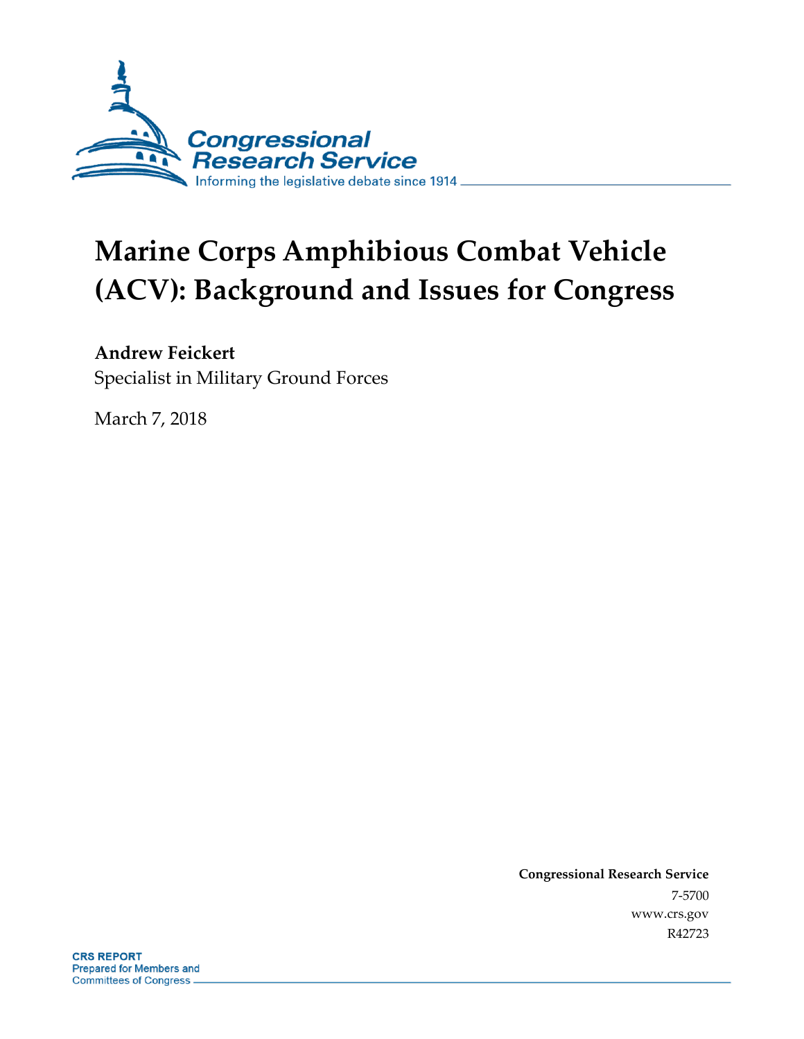Congressional Research Service

Informing the legislative debate since 1914

# Marine Corps Amphibious Combat Vehicle (ACV): Background and Issues for Congress

**Andrew Feickert**

Specialist in Military Ground Forces

March 7, 2018

**Congressional Research Service**

7-5700

www.crs.gov

R42723

**CRS REPORT**

Prepared for Members and Committees of Congress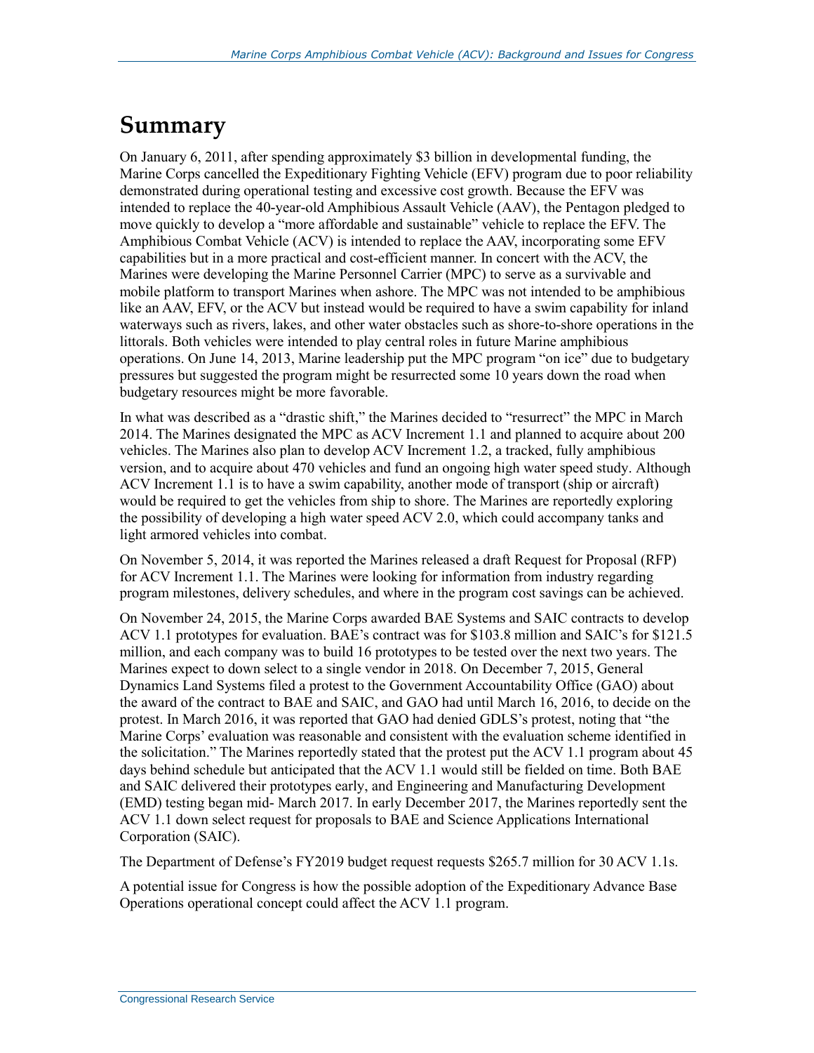# Summary

On January 6, 2011, after spending approximately $3 billion in developmental funding, the Marine Corps cancelled the Expeditionary Fighting Vehicle (EFV) program due to poor reliability demonstrated during operational testing and excessive cost growth. Because the EFV was intended to replace the 40-year-old Amphibious Assault Vehicle (AAV), the Pentagon pledged to move quickly to develop a "more affordable and sustainable" vehicle to replace the EFV. The Amphibious Combat Vehicle (ACV) is intended to replace the AAV, incorporating some EFV capabilities but in a more practical and cost-efficient manner. In concert with the ACV, the Marines were developing the Marine Personnel Carrier (MPC) to serve as a survivable and mobile platform to transport Marines when ashore. The MPC was not intended to be amphibious like an AAV, EFV, or the ACV but instead would be required to have a swim capability for inland waterways such as rivers, lakes, and other water obstacles such as shore-to-shore operations in the littorals. Both vehicles were intended to play central roles in future Marine amphibious operations. On June 14, 2013, Marine leadership put the MPC program "on ice" due to budgetary pressures but suggested the program might be resurrected some 10 years down the road when budgetary resources might be more favorable.

In what was described as a "drastic shift," the Marines decided to "resurrect" the MPC in March 2014. The Marines designated the MPC as ACV Increment 1.1 and planned to acquire about 200 vehicles. The Marines also plan to develop ACV Increment 1.2, a tracked, fully amphibious version, and to acquire about 470 vehicles and fund an ongoing high water speed study. Although ACV Increment 1.1 is to have a swim capability, another mode of transport (ship or aircraft) would be required to get the vehicles from ship to shore. The Marines are reportedly exploring the possibility of developing a high water speed ACV 2.0, which could accompany tanks and light armored vehicles into combat.

On November 5, 2014, it was reported the Marines released a draft Request for Proposal (RFP) for ACV Increment 1.1. The Marines were looking for information from industry regarding program milestones, delivery schedules, and where in the program cost savings can be achieved.

On November 24, 2015, the Marine Corps awarded BAE Systems and SAIC contracts to develop ACV 1.1 prototypes for evaluation. BAE's contract was for $103.8 million and SAIC's for $121.5 million, and each company was to build 16 prototypes to be tested over the next two years. The Marines expect to down select to a single vendor in 2018. On December 7, 2015, General Dynamics Land Systems filed a protest to the Government Accountability Office (GAO) about the award of the contract to BAE and SAIC, and GAO had until March 16, 2016, to decide on the protest. In March 2016, it was reported that GAO had denied GDLS's protest, noting that "the Marine Corps' evaluation was reasonable and consistent with the evaluation scheme identified in the solicitation." The Marines reportedly stated that the protest put the ACV 1.1 program about 45 days behind schedule but anticipated that the ACV 1.1 would still be fielded on time. Both BAE and SAIC delivered their prototypes early, and Engineering and Manufacturing Development (EMD) testing began mid- March 2017. In early December 2017, the Marines reportedly sent the ACV 1.1 down select request for proposals to BAE and Science Applications International Corporation (SAIC).

The Department of Defense's FY2019 budget request requests $265.7 million for 30 ACV 1.1s.

A potential issue for Congress is how the possible adoption of the Expeditionary Advance Base Operations operational concept could affect the ACV 1.1 program.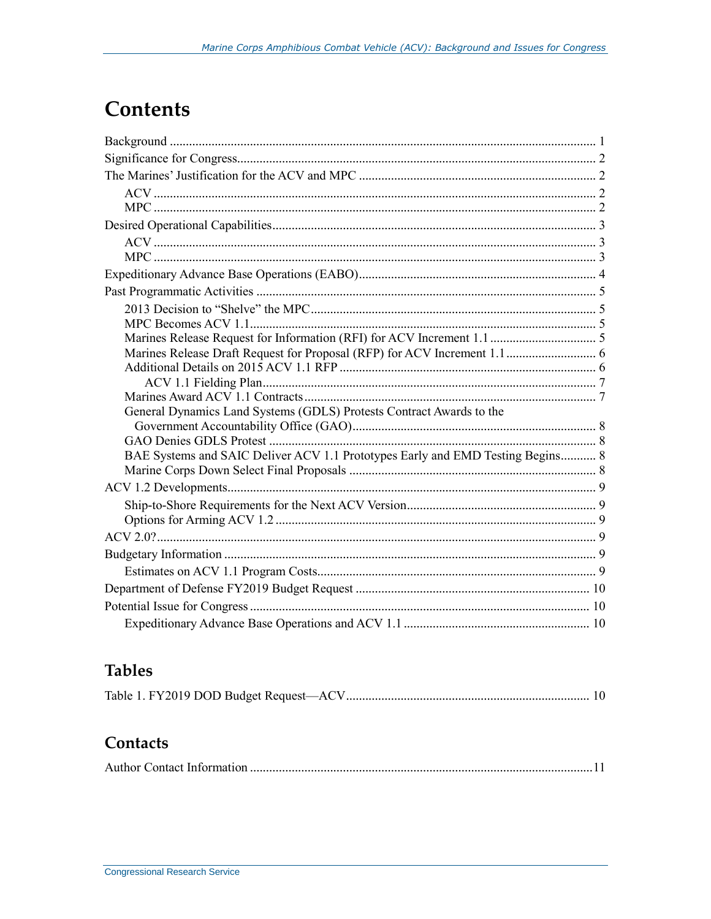# Contents

Background ........................................................................................................................ 1
Significance for Congress ..................................................................................................... 2
The Marines' Justification for the ACV and MPC ................................................................ 2
- ACV .................................................................................................................................. 2
- MPC .................................................................................................................................. 2

Desired Operational Capabilities ........................................................................................... 3
- ACV .................................................................................................................................. 3
- MPC .................................................................................................................................. 3

Expeditionary Advance Base Operations (EABO) .................................................................. 4
Past Programmatic Activities ................................................................................................. 5
- 2013 Decision to "Shelve" the MPC ................................................................................ 5
- MPC Becomes ACV 1.1 .................................................................................................... 5
- Marines Release Request for Information (RFI) for ACV Increment 1.1 ........................ 5
- Marines Release Draft Request for Proposal (RFP) for ACV Increment 1.1 .................... 6
- Additional Details on 2015 ACV 1.1 RFP ........................................................................ 6
  - ACV 1.1 Fielding Plan ................................................................................................ 7
- Marines Award ACV 1.1 Contracts ................................................................................... 7
- General Dynamics Land Systems (GDLS) Protests Contract Awards to the Government Accountability Office (GAO) ........................................................................................ 8
- GAO Denies GDLS Protest ............................................................................................... 8
- BAE Systems and SAIC Deliver ACV 1.1 Prototypes Early and EMD Testing Begins ........... 8
- Marine Corps Down Select Final Proposals ...................................................................... 8

ACV 1.2 Developments .......................................................................................................... 9
- Ship-to-Shore Requirements for the Next ACV Version .................................................... 9
- Options for Arming ACV 1.2 ............................................................................................. 9

ACV 2.0? ................................................................................................................................ 9
Budgetary Information ............................................................................................................ 9
- Estimates on ACV 1.1 Program Costs ............................................................................... 9

Department of Defense FY2019 Budget Request ................................................................. 10
Potential Issue for Congress ................................................................................................. 10
- Expeditionary Advance Base Operations and ACV 1.1 .................................................... 10

## Tables

Table 1. FY2019 DOD Budget Request—ACV .................................................................... 10

## Contacts

Author Contact Information .................................................................................................. 11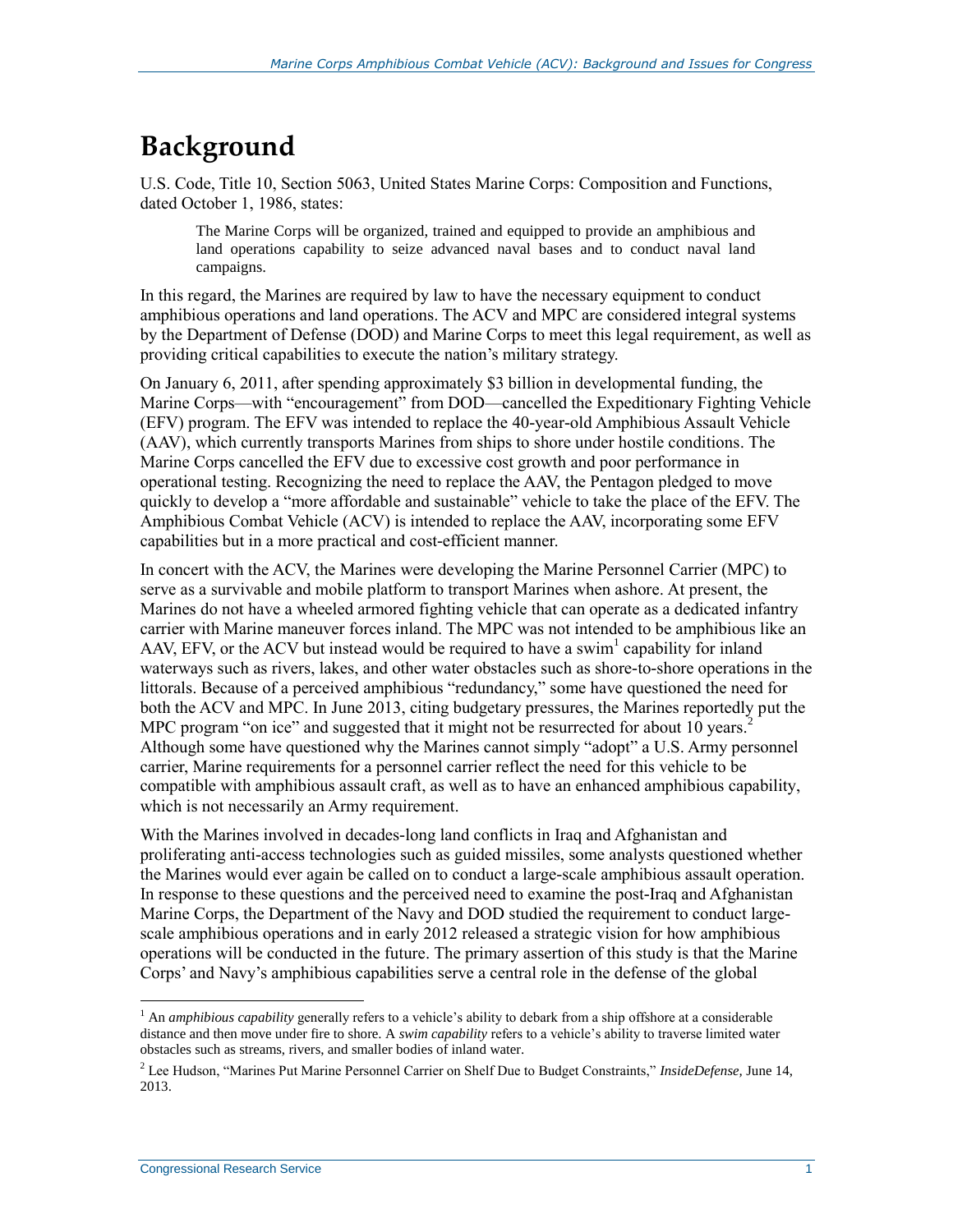# Background

U.S. Code, Title 10, Section 5063, United States Marine Corps: Composition and Functions, dated October 1, 1986, states:

> The Marine Corps will be organized, trained and equipped to provide an amphibious and land operations capability to seize advanced naval bases and to conduct naval land campaigns.

In this regard, the Marines are required by law to have the necessary equipment to conduct amphibious operations and land operations. The ACV and MPC are considered integral systems by the Department of Defense (DOD) and Marine Corps to meet this legal requirement, as well as providing critical capabilities to execute the nation's military strategy.

On January 6, 2011, after spending approximately $3 billion in developmental funding, the Marine Corps—with "encouragement" from DOD—cancelled the Expeditionary Fighting Vehicle (EFV) program. The EFV was intended to replace the 40-year-old Amphibious Assault Vehicle (AAV), which currently transports Marines from ships to shore under hostile conditions. The Marine Corps cancelled the EFV due to excessive cost growth and poor performance in operational testing. Recognizing the need to replace the AAV, the Pentagon pledged to move quickly to develop a "more affordable and sustainable" vehicle to take the place of the EFV. The Amphibious Combat Vehicle (ACV) is intended to replace the AAV, incorporating some EFV capabilities but in a more practical and cost-efficient manner.

In concert with the ACV, the Marines were developing the Marine Personnel Carrier (MPC) to serve as a survivable and mobile platform to transport Marines when ashore. At present, the Marines do not have a wheeled armored fighting vehicle that can operate as a dedicated infantry carrier with Marine maneuver forces inland. The MPC was not intended to be amphibious like an AAV, EFV, or the ACV but instead would be required to have a swim[1] capability for inland waterways such as rivers, lakes, and other water obstacles such as shore-to-shore operations in the littorals. Because of a perceived amphibious "redundancy," some have questioned the need for both the ACV and MPC. In June 2013, citing budgetary pressures, the Marines reportedly put the MPC program "on ice" and suggested that it might not be resurrected for about 10 years.[2] Although some have questioned why the Marines cannot simply "adopt" a U.S. Army personnel carrier, Marine requirements for a personnel carrier reflect the need for this vehicle to be compatible with amphibious assault craft, as well as to have an enhanced amphibious capability, which is not necessarily an Army requirement.

With the Marines involved in decades-long land conflicts in Iraq and Afghanistan and proliferating anti-access technologies such as guided missiles, some analysts questioned whether the Marines would ever again be called on to conduct a large-scale amphibious assault operation. In response to these questions and the perceived need to examine the post-Iraq and Afghanistan Marine Corps, the Department of the Navy and DOD studied the requirement to conduct large-scale amphibious operations and in early 2012 released a strategic vision for how amphibious operations will be conducted in the future. The primary assertion of this study is that the Marine Corps' and Navy's amphibious capabilities serve a central role in the defense of the global

---

[1] An *amphibious capability* generally refers to a vehicle's ability to debark from a ship offshore at a considerable distance and then move under fire to shore. A *swim capability* refers to a vehicle's ability to traverse limited water obstacles such as streams, rivers, and smaller bodies of inland water.

[2] Lee Hudson, "Marines Put Marine Personnel Carrier on Shelf Due to Budget Constraints," *InsideDefense*, June 14, 2013.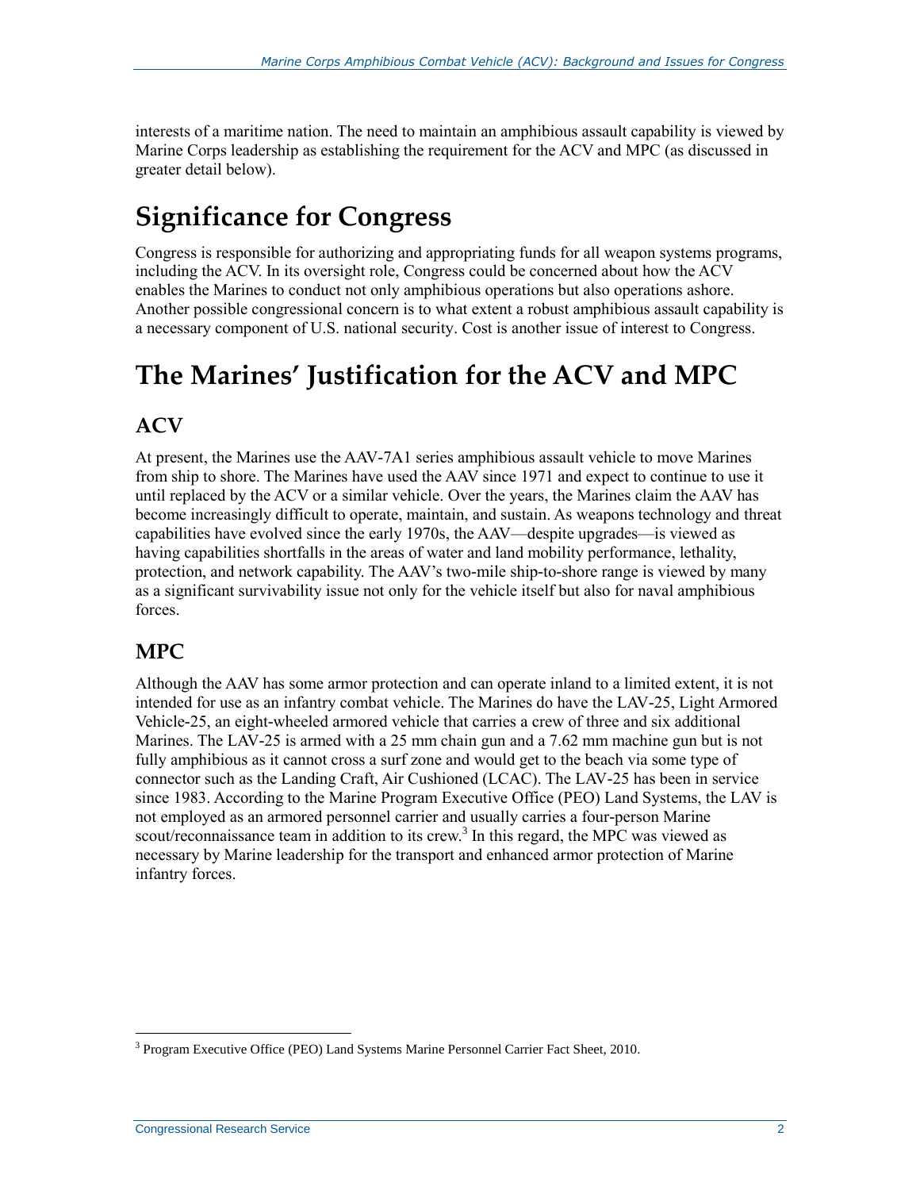interests of a maritime nation. The need to maintain an amphibious assault capability is viewed by Marine Corps leadership as establishing the requirement for the ACV and MPC (as discussed in greater detail below).

# Significance for Congress

Congress is responsible for authorizing and appropriating funds for all weapon systems programs, including the ACV. In its oversight role, Congress could be concerned about how the ACV enables the Marines to conduct not only amphibious operations but also operations ashore. Another possible congressional concern is to what extent a robust amphibious assault capability is a necessary component of U.S. national security. Cost is another issue of interest to Congress.

# The Marines' Justification for the ACV and MPC

## ACV

At present, the Marines use the AAV-7A1 series amphibious assault vehicle to move Marines from ship to shore. The Marines have used the AAV since 1971 and expect to continue to use it until replaced by the ACV or a similar vehicle. Over the years, the Marines claim the AAV has become increasingly difficult to operate, maintain, and sustain. As weapons technology and threat capabilities have evolved since the early 1970s, the AAV—despite upgrades—is viewed as having capabilities shortfalls in the areas of water and land mobility performance, lethality, protection, and network capability. The AAV's two-mile ship-to-shore range is viewed by many as a significant survivability issue not only for the vehicle itself but also for naval amphibious forces.

## MPC

Although the AAV has some armor protection and can operate inland to a limited extent, it is not intended for use as an infantry combat vehicle. The Marines do have the LAV-25, Light Armored Vehicle-25, an eight-wheeled armored vehicle that carries a crew of three and six additional Marines. The LAV-25 is armed with a 25 mm chain gun and a 7.62 mm machine gun but is not fully amphibious as it cannot cross a surf zone and would get to the beach via some type of connector such as the Landing Craft, Air Cushioned (LCAC). The LAV-25 has been in service since 1983. According to the Marine Program Executive Office (PEO) Land Systems, the LAV is not employed as an armored personnel carrier and usually carries a four-person Marine scout/reconnaissance team in addition to its crew.[3] In this regard, the MPC was viewed as necessary by Marine leadership for the transport and enhanced armor protection of Marine infantry forces.

[3] Program Executive Office (PEO) Land Systems Marine Personnel Carrier Fact Sheet, 2010.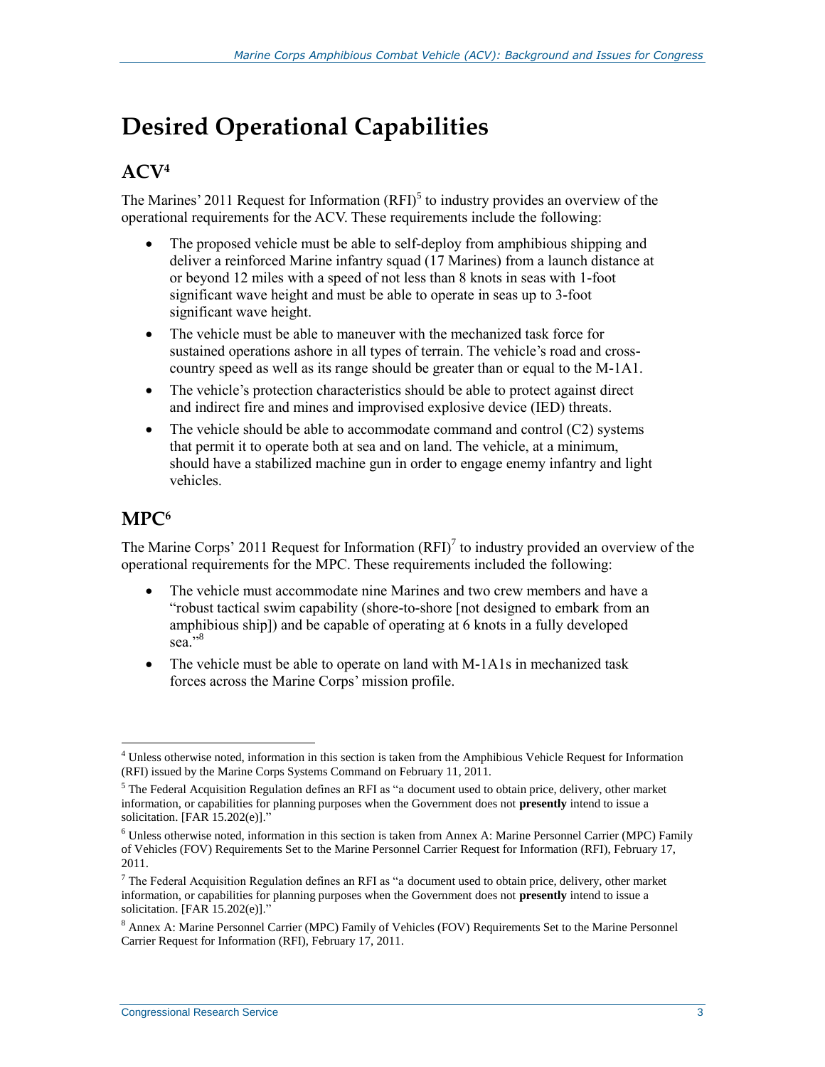# Desired Operational Capabilities

## ACV[4]

The Marines' 2011 Request for Information (RFI)[5] to industry provides an overview of the operational requirements for the ACV. These requirements include the following:

- The proposed vehicle must be able to self-deploy from amphibious shipping and deliver a reinforced Marine infantry squad (17 Marines) from a launch distance at or beyond 12 miles with a speed of not less than 8 knots in seas with 1-foot significant wave height and must be able to operate in seas up to 3-foot significant wave height.
- The vehicle must be able to maneuver with the mechanized task force for sustained operations ashore in all types of terrain. The vehicle's road and cross-country speed as well as its range should be greater than or equal to the M-1A1.
- The vehicle's protection characteristics should be able to protect against direct and indirect fire and mines and improvised explosive device (IED) threats.
- The vehicle should be able to accommodate command and control (C2) systems that permit it to operate both at sea and on land. The vehicle, at a minimum, should have a stabilized machine gun in order to engage enemy infantry and light vehicles.

## MPC[6]

The Marine Corps' 2011 Request for Information (RFI)[7] to industry provided an overview of the operational requirements for the MPC. These requirements included the following:

- The vehicle must accommodate nine Marines and two crew members and have a "robust tactical swim capability (shore-to-shore [not designed to embark from an amphibious ship]) and be capable of operating at 6 knots in a fully developed sea."[8]
- The vehicle must be able to operate on land with M-1A1s in mechanized task forces across the Marine Corps' mission profile.

---

[4] Unless otherwise noted, information in this section is taken from the Amphibious Vehicle Request for Information (RFI) issued by the Marine Corps Systems Command on February 11, 2011.

[5] The Federal Acquisition Regulation defines an RFI as "a document used to obtain price, delivery, other market information, or capabilities for planning purposes when the Government does not **presently** intend to issue a solicitation. [FAR 15.202(e)]."

[6] Unless otherwise noted, information in this section is taken from Annex A: Marine Personnel Carrier (MPC) Family of Vehicles (FOV) Requirements Set to the Marine Personnel Carrier Request for Information (RFI), February 17, 2011.

[7] The Federal Acquisition Regulation defines an RFI as "a document used to obtain price, delivery, other market information, or capabilities for planning purposes when the Government does not **presently** intend to issue a solicitation. [FAR 15.202(e)]."

[8] Annex A: Marine Personnel Carrier (MPC) Family of Vehicles (FOV) Requirements Set to the Marine Personnel Carrier Request for Information (RFI), February 17, 2011.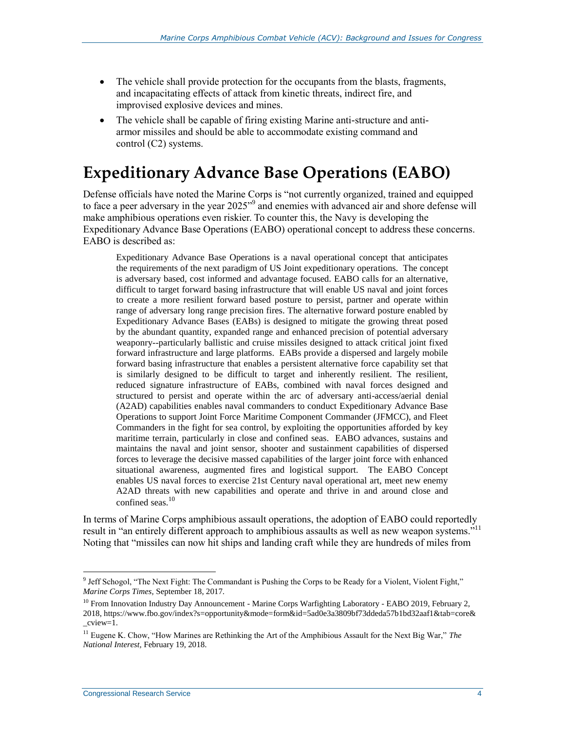- The vehicle shall provide protection for the occupants from the blasts, fragments, and incapacitating effects of attack from kinetic threats, indirect fire, and improvised explosive devices and mines.
- The vehicle shall be capable of firing existing Marine anti-structure and anti-armor missiles and should be able to accommodate existing command and control (C2) systems.

# Expeditionary Advance Base Operations (EABO)

Defense officials have noted the Marine Corps is "not currently organized, trained and equipped to face a peer adversary in the year 2025"[9] and enemies with advanced air and shore defense will make amphibious operations even riskier. To counter this, the Navy is developing the Expeditionary Advance Base Operations (EABO) operational concept to address these concerns. EABO is described as:

> Expeditionary Advance Base Operations is a naval operational concept that anticipates the requirements of the next paradigm of US Joint expeditionary operations. The concept is adversary based, cost informed and advantage focused. EABO calls for an alternative, difficult to target forward basing infrastructure that will enable US naval and joint forces to create a more resilient forward based posture to persist, partner and operate within range of adversary long range precision fires. The alternative forward posture enabled by Expeditionary Advance Bases (EABs) is designed to mitigate the growing threat posed by the abundant quantity, expanded range and enhanced precision of potential adversary weaponry--particularly ballistic and cruise missiles designed to attack critical joint fixed forward infrastructure and large platforms. EABs provide a dispersed and largely mobile forward basing infrastructure that enables a persistent alternative force capability set that is similarly designed to be difficult to target and inherently resilient. The resilient, reduced signature infrastructure of EABs, combined with naval forces designed and structured to persist and operate within the arc of adversary anti-access/aerial denial (A2AD) capabilities enables naval commanders to conduct Expeditionary Advance Base Operations to support Joint Force Maritime Component Commander (JFMCC), and Fleet Commanders in the fight for sea control, by exploiting the opportunities afforded by key maritime terrain, particularly in close and confined seas. EABO advances, sustains and maintains the naval and joint sensor, shooter and sustainment capabilities of dispersed forces to leverage the decisive massed capabilities of the larger joint force with enhanced situational awareness, augmented fires and logistical support. The EABO Concept enables US naval forces to exercise 21st Century naval operational art, meet new enemy A2AD threats with new capabilities and operate and thrive in and around close and confined seas.[10]

In terms of Marine Corps amphibious assault operations, the adoption of EABO could reportedly result in "an entirely different approach to amphibious assaults as well as new weapon systems."[11] Noting that "missiles can now hit ships and landing craft while they are hundreds of miles from

---

[9] Jeff Schogol, "The Next Fight: The Commandant is Pushing the Corps to be Ready for a Violent, Violent Fight," *Marine Corps Times*, September 18, 2017.

[10] From Innovation Industry Day Announcement - Marine Corps Warfighting Laboratory - EABO 2019, February 2, 2018, https://www.fbo.gov/index?s=opportunity&mode=form&id=5ad0e3a3809bf73ddeda57b1bd32aaf1&tab=core&_cview=1.

[11] Eugene K. Chow, "How Marines are Rethinking the Art of the Amphibious Assault for the Next Big War," *The National Interest*, February 19, 2018.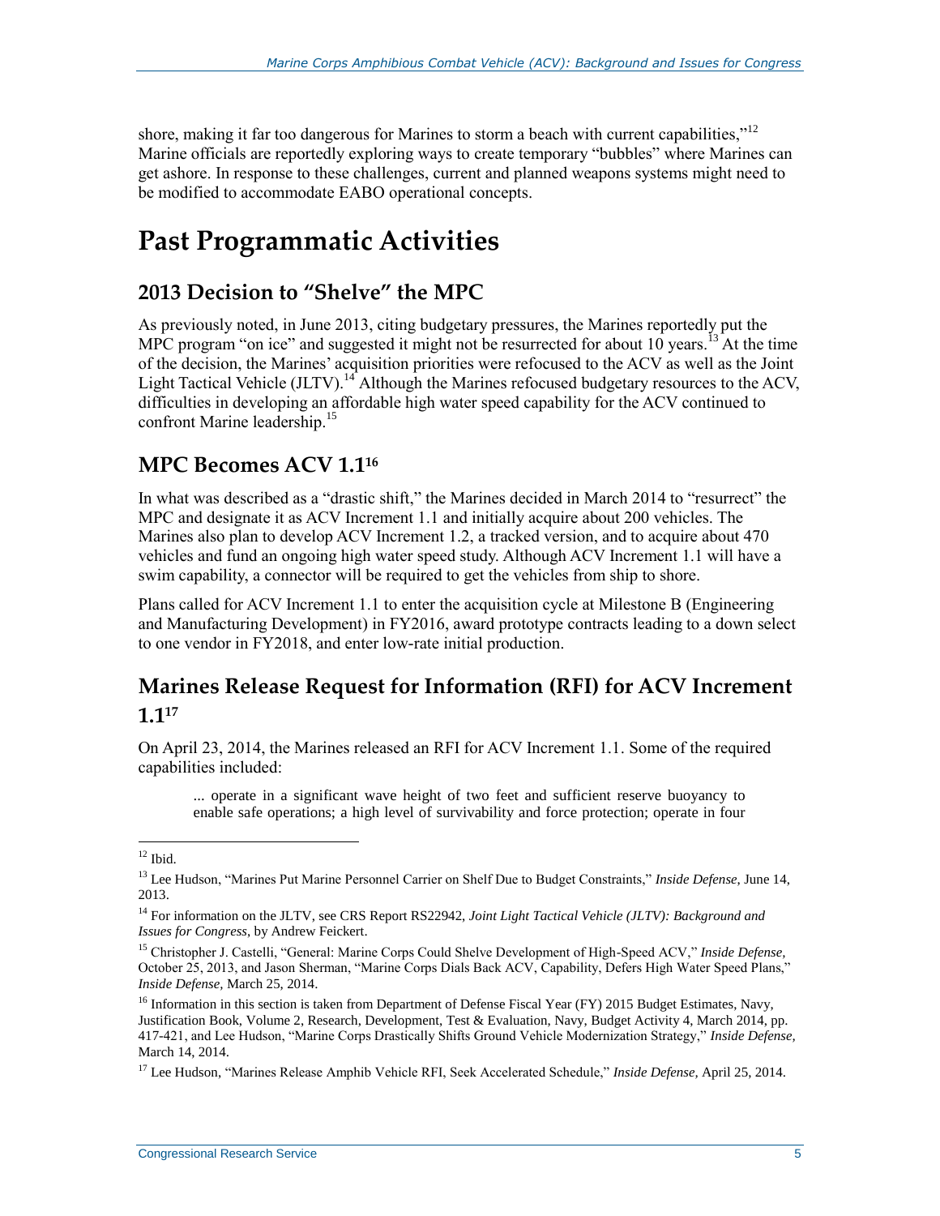shore, making it far too dangerous for Marines to storm a beach with current capabilities,"[12] Marine officials are reportedly exploring ways to create temporary "bubbles" where Marines can get ashore. In response to these challenges, current and planned weapons systems might need to be modified to accommodate EABO operational concepts.

# Past Programmatic Activities

## 2013 Decision to "Shelve" the MPC

As previously noted, in June 2013, citing budgetary pressures, the Marines reportedly put the MPC program "on ice" and suggested it might not be resurrected for about 10 years.[13] At the time of the decision, the Marines' acquisition priorities were refocused to the ACV as well as the Joint Light Tactical Vehicle (JLTV).[14] Although the Marines refocused budgetary resources to the ACV, difficulties in developing an affordable high water speed capability for the ACV continued to confront Marine leadership.[15]

## MPC Becomes ACV 1.1[16]

In what was described as a "drastic shift," the Marines decided in March 2014 to "resurrect" the MPC and designate it as ACV Increment 1.1 and initially acquire about 200 vehicles. The Marines also plan to develop ACV Increment 1.2, a tracked version, and to acquire about 470 vehicles and fund an ongoing high water speed study. Although ACV Increment 1.1 will have a swim capability, a connector will be required to get the vehicles from ship to shore.

Plans called for ACV Increment 1.1 to enter the acquisition cycle at Milestone B (Engineering and Manufacturing Development) in FY2016, award prototype contracts leading to a down select to one vendor in FY2018, and enter low-rate initial production.

## Marines Release Request for Information (RFI) for ACV Increment 1.1[17]

On April 23, 2014, the Marines released an RFI for ACV Increment 1.1. Some of the required capabilities included:

> ... operate in a significant wave height of two feet and sufficient reserve buoyancy to enable safe operations; a high level of survivability and force protection; operate in four

---

[12] Ibid.

[13] Lee Hudson, "Marines Put Marine Personnel Carrier on Shelf Due to Budget Constraints," *Inside Defense,* June 14, 2013.

[14] For information on the JLTV, see CRS Report RS22942, *Joint Light Tactical Vehicle (JLTV): Background and Issues for Congress*, by Andrew Feickert.

[15] Christopher J. Castelli, "General: Marine Corps Could Shelve Development of High-Speed ACV," *Inside Defense,* October 25, 2013, and Jason Sherman, "Marine Corps Dials Back ACV, Capability, Defers High Water Speed Plans," *Inside Defense,* March 25, 2014.

[16] Information in this section is taken from Department of Defense Fiscal Year (FY) 2015 Budget Estimates, Navy, Justification Book, Volume 2, Research, Development, Test & Evaluation, Navy, Budget Activity 4, March 2014, pp. 417-421, and Lee Hudson, "Marine Corps Drastically Shifts Ground Vehicle Modernization Strategy," *Inside Defense,* March 14, 2014.

[17] Lee Hudson, "Marines Release Amphib Vehicle RFI, Seek Accelerated Schedule," *Inside Defense,* April 25, 2014.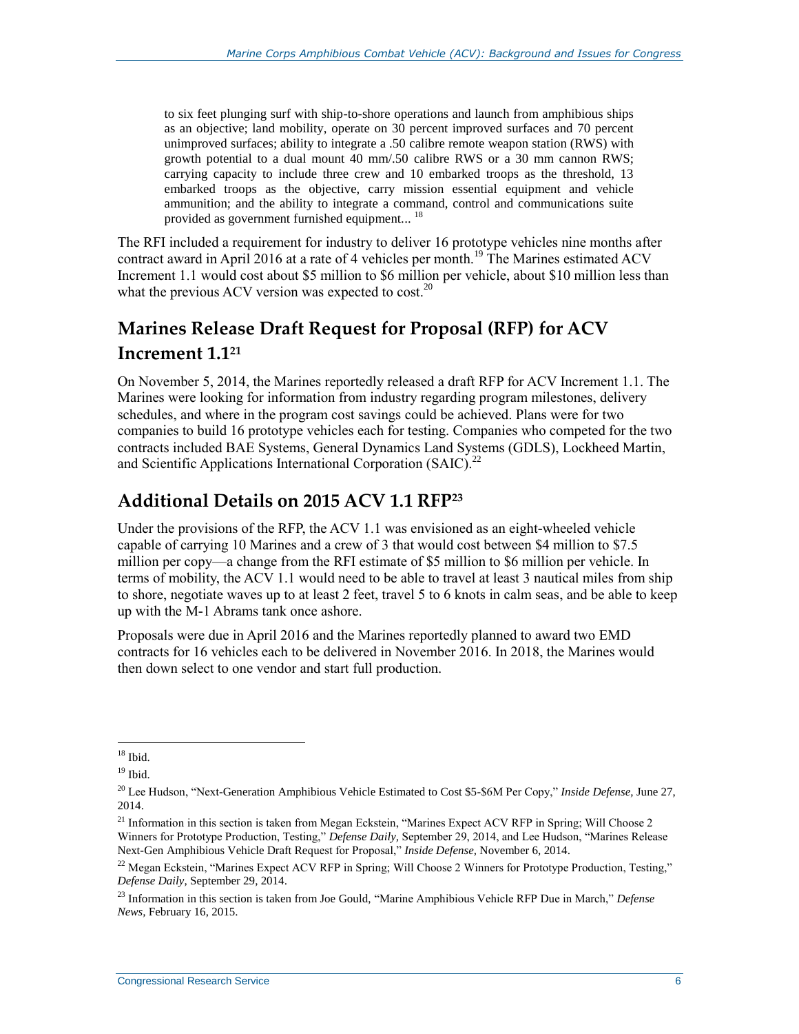> to six feet plunging surf with ship-to-shore operations and launch from amphibious ships as an objective; land mobility, operate on 30 percent improved surfaces and 70 percent unimproved surfaces; ability to integrate a .50 calibre remote weapon station (RWS) with growth potential to a dual mount 40 mm/.50 calibre RWS or a 30 mm cannon RWS; carrying capacity to include three crew and 10 embarked troops as the threshold, 13 embarked troops as the objective, carry mission essential equipment and vehicle ammunition; and the ability to integrate a command, control and communications suite provided as government furnished equipment... [18]

The RFI included a requirement for industry to deliver 16 prototype vehicles nine months after contract award in April 2016 at a rate of 4 vehicles per month.[19] The Marines estimated ACV Increment 1.1 would cost about $5 million to $6 million per vehicle, about $10 million less than what the previous ACV version was expected to cost.[20]

## Marines Release Draft Request for Proposal (RFP) for ACV Increment 1.1[21]

On November 5, 2014, the Marines reportedly released a draft RFP for ACV Increment 1.1. The Marines were looking for information from industry regarding program milestones, delivery schedules, and where in the program cost savings could be achieved. Plans were for two companies to build 16 prototype vehicles each for testing. Companies who competed for the two contracts included BAE Systems, General Dynamics Land Systems (GDLS), Lockheed Martin, and Scientific Applications International Corporation (SAIC).[22]

## Additional Details on 2015 ACV 1.1 RFP[23]

Under the provisions of the RFP, the ACV 1.1 was envisioned as an eight-wheeled vehicle capable of carrying 10 Marines and a crew of 3 that would cost between $4 million to $7.5 million per copy—a change from the RFI estimate of $5 million to $6 million per vehicle. In terms of mobility, the ACV 1.1 would need to be able to travel at least 3 nautical miles from ship to shore, negotiate waves up to at least 2 feet, travel 5 to 6 knots in calm seas, and be able to keep up with the M-1 Abrams tank once ashore.

Proposals were due in April 2016 and the Marines reportedly planned to award two EMD contracts for 16 vehicles each to be delivered in November 2016. In 2018, the Marines would then down select to one vendor and start full production.

---

[18] Ibid.

[19] Ibid.

[20] Lee Hudson, "Next-Generation Amphibious Vehicle Estimated to Cost $5-$6M Per Copy," *Inside Defense,* June 27, 2014.

[21] Information in this section is taken from Megan Eckstein, "Marines Expect ACV RFP in Spring; Will Choose 2 Winners for Prototype Production, Testing," *Defense Daily,* September 29, 2014, and Lee Hudson, "Marines Release Next-Gen Amphibious Vehicle Draft Request for Proposal," *Inside Defense,* November 6, 2014.

[22] Megan Eckstein, "Marines Expect ACV RFP in Spring; Will Choose 2 Winners for Prototype Production, Testing," *Defense Daily,* September 29, 2014.

[23] Information in this section is taken from Joe Gould, "Marine Amphibious Vehicle RFP Due in March," *Defense News,* February 16, 2015.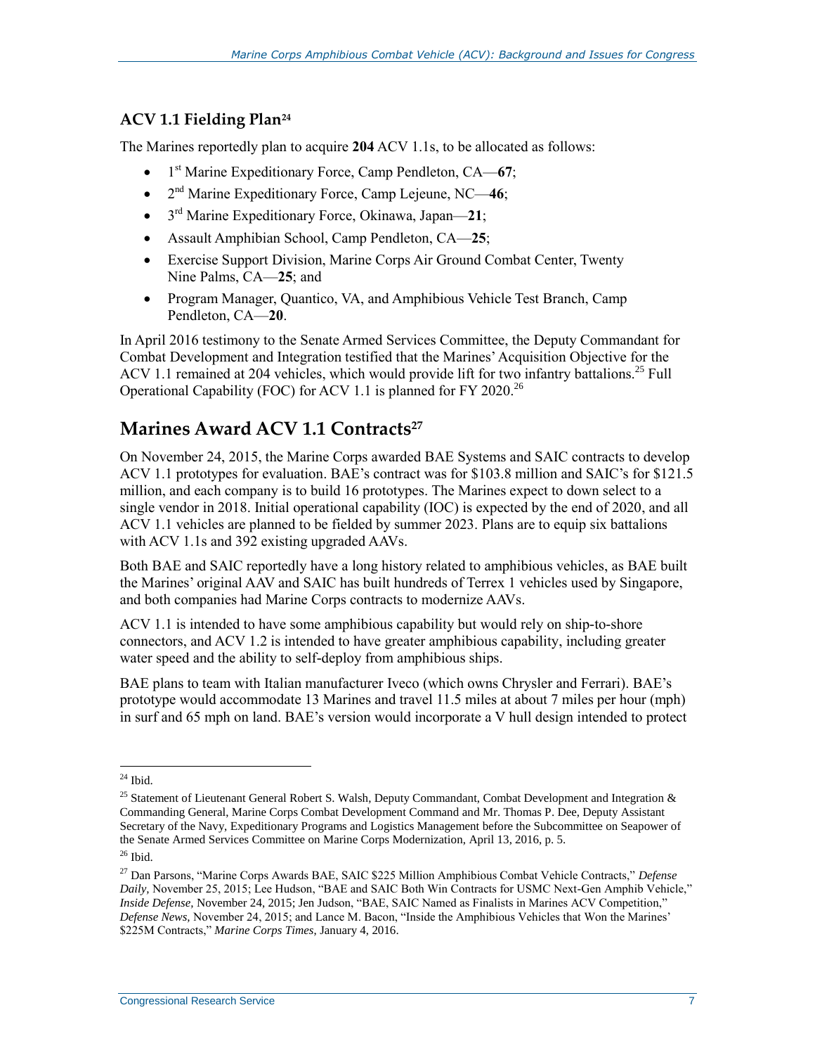### ACV 1.1 Fielding Plan[24]

The Marines reportedly plan to acquire **204** ACV 1.1s, to be allocated as follows:

- 1st Marine Expeditionary Force, Camp Pendleton, CA—**67**;
- 2nd Marine Expeditionary Force, Camp Lejeune, NC—**46**;
- 3rd Marine Expeditionary Force, Okinawa, Japan—**21**;
- Assault Amphibian School, Camp Pendleton, CA—**25**;
- Exercise Support Division, Marine Corps Air Ground Combat Center, Twenty Nine Palms, CA—**25**; and
- Program Manager, Quantico, VA, and Amphibious Vehicle Test Branch, Camp Pendleton, CA—**20**.

In April 2016 testimony to the Senate Armed Services Committee, the Deputy Commandant for Combat Development and Integration testified that the Marines' Acquisition Objective for the ACV 1.1 remained at 204 vehicles, which would provide lift for two infantry battalions.[25] Full Operational Capability (FOC) for ACV 1.1 is planned for FY 2020.[26]

## Marines Award ACV 1.1 Contracts[27]

On November 24, 2015, the Marine Corps awarded BAE Systems and SAIC contracts to develop ACV 1.1 prototypes for evaluation. BAE's contract was for $103.8 million and SAIC's for $121.5 million, and each company is to build 16 prototypes. The Marines expect to down select to a single vendor in 2018. Initial operational capability (IOC) is expected by the end of 2020, and all ACV 1.1 vehicles are planned to be fielded by summer 2023. Plans are to equip six battalions with ACV 1.1s and 392 existing upgraded AAVs.

Both BAE and SAIC reportedly have a long history related to amphibious vehicles, as BAE built the Marines' original AAV and SAIC has built hundreds of Terrex 1 vehicles used by Singapore, and both companies had Marine Corps contracts to modernize AAVs.

ACV 1.1 is intended to have some amphibious capability but would rely on ship-to-shore connectors, and ACV 1.2 is intended to have greater amphibious capability, including greater water speed and the ability to self-deploy from amphibious ships.

BAE plans to team with Italian manufacturer Iveco (which owns Chrysler and Ferrari). BAE's prototype would accommodate 13 Marines and travel 11.5 miles at about 7 miles per hour (mph) in surf and 65 mph on land. BAE's version would incorporate a V hull design intended to protect

---

[24] Ibid.

[25] Statement of Lieutenant General Robert S. Walsh, Deputy Commandant, Combat Development and Integration & Commanding General, Marine Corps Combat Development Command and Mr. Thomas P. Dee, Deputy Assistant Secretary of the Navy, Expeditionary Programs and Logistics Management before the Subcommittee on Seapower of the Senate Armed Services Committee on Marine Corps Modernization, April 13, 2016, p. 5.

[26] Ibid.

[27] Dan Parsons, "Marine Corps Awards BAE, SAIC $225 Million Amphibious Combat Vehicle Contracts," *Defense Daily*, November 25, 2015; Lee Hudson, "BAE and SAIC Both Win Contracts for USMC Next-Gen Amphib Vehicle," *Inside Defense*, November 24, 2015; Jen Judson, "BAE, SAIC Named as Finalists in Marines ACV Competition," *Defense News*, November 24, 2015; and Lance M. Bacon, "Inside the Amphibious Vehicles that Won the Marines' $225M Contracts," *Marine Corps Times*, January 4, 2016.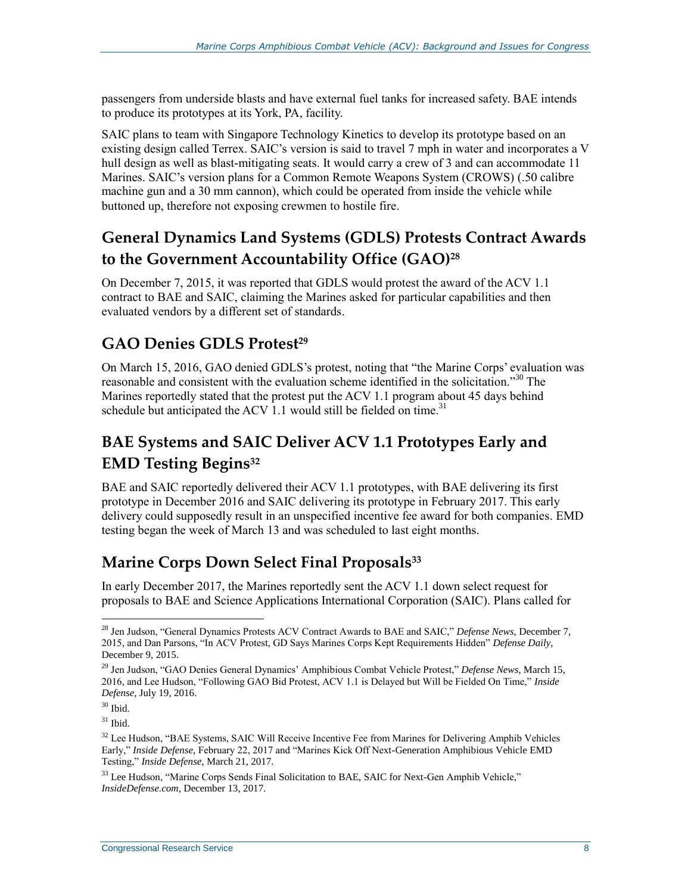passengers from underside blasts and have external fuel tanks for increased safety. BAE intends to produce its prototypes at its York, PA, facility.

SAIC plans to team with Singapore Technology Kinetics to develop its prototype based on an existing design called Terrex. SAIC's version is said to travel 7 mph in water and incorporates a V hull design as well as blast-mitigating seats. It would carry a crew of 3 and can accommodate 11 Marines. SAIC's version plans for a Common Remote Weapons System (CROWS) (.50 calibre machine gun and a 30 mm cannon), which could be operated from inside the vehicle while buttoned up, therefore not exposing crewmen to hostile fire.

## General Dynamics Land Systems (GDLS) Protests Contract Awards to the Government Accountability Office (GAO)[28]

On December 7, 2015, it was reported that GDLS would protest the award of the ACV 1.1 contract to BAE and SAIC, claiming the Marines asked for particular capabilities and then evaluated vendors by a different set of standards.

## GAO Denies GDLS Protest[29]

On March 15, 2016, GAO denied GDLS's protest, noting that "the Marine Corps' evaluation was reasonable and consistent with the evaluation scheme identified in the solicitation."[30] The Marines reportedly stated that the protest put the ACV 1.1 program about 45 days behind schedule but anticipated the ACV 1.1 would still be fielded on time.[31]

## BAE Systems and SAIC Deliver ACV 1.1 Prototypes Early and EMD Testing Begins[32]

BAE and SAIC reportedly delivered their ACV 1.1 prototypes, with BAE delivering its first prototype in December 2016 and SAIC delivering its prototype in February 2017. This early delivery could supposedly result in an unspecified incentive fee award for both companies. EMD testing began the week of March 13 and was scheduled to last eight months.

## Marine Corps Down Select Final Proposals[33]

In early December 2017, the Marines reportedly sent the ACV 1.1 down select request for proposals to BAE and Science Applications International Corporation (SAIC). Plans called for

---

[28] Jen Judson, "General Dynamics Protests ACV Contract Awards to BAE and SAIC," *Defense News,* December 7, 2015, and Dan Parsons, "In ACV Protest, GD Says Marines Corps Kept Requirements Hidden" *Defense Daily,* December 9, 2015.

[29] Jen Judson, "GAO Denies General Dynamics' Amphibious Combat Vehicle Protest," *Defense News,* March 15, 2016, and Lee Hudson, "Following GAO Bid Protest, ACV 1.1 is Delayed but Will be Fielded On Time," *Inside Defense,* July 19, 2016.

[30] Ibid.

[31] Ibid.

[32] Lee Hudson, "BAE Systems, SAIC Will Receive Incentive Fee from Marines for Delivering Amphib Vehicles Early," *Inside Defense,* February 22, 2017 and "Marines Kick Off Next-Generation Amphibious Vehicle EMD Testing," *Inside Defense,* March 21, 2017.

[33] Lee Hudson, "Marine Corps Sends Final Solicitation to BAE, SAIC for Next-Gen Amphib Vehicle," *InsideDefense.com,* December 13, 2017.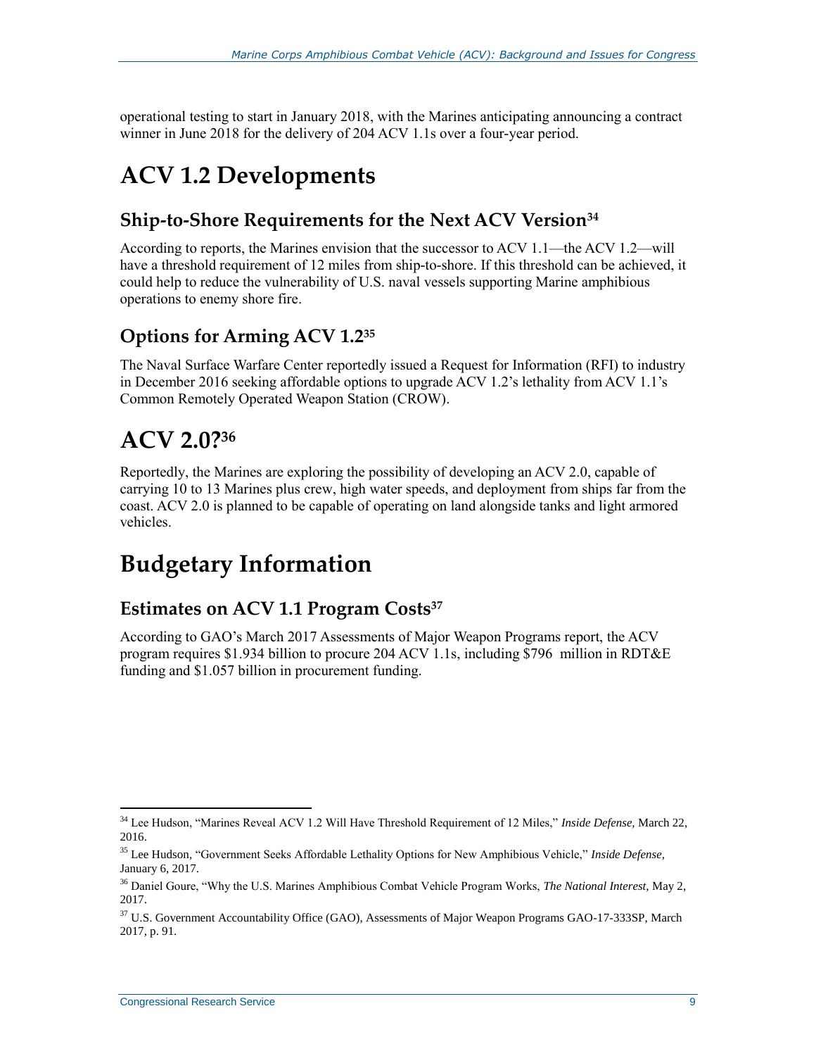operational testing to start in January 2018, with the Marines anticipating announcing a contract winner in June 2018 for the delivery of 204 ACV 1.1s over a four-year period.

# ACV 1.2 Developments

## Ship-to-Shore Requirements for the Next ACV Version[34]

According to reports, the Marines envision that the successor to ACV 1.1—the ACV 1.2—will have a threshold requirement of 12 miles from ship-to-shore. If this threshold can be achieved, it could help to reduce the vulnerability of U.S. naval vessels supporting Marine amphibious operations to enemy shore fire.

## Options for Arming ACV 1.2[35]

The Naval Surface Warfare Center reportedly issued a Request for Information (RFI) to industry in December 2016 seeking affordable options to upgrade ACV 1.2's lethality from ACV 1.1's Common Remotely Operated Weapon Station (CROW).

# ACV 2.0?[36]

Reportedly, the Marines are exploring the possibility of developing an ACV 2.0, capable of carrying 10 to 13 Marines plus crew, high water speeds, and deployment from ships far from the coast. ACV 2.0 is planned to be capable of operating on land alongside tanks and light armored vehicles.

# Budgetary Information

## Estimates on ACV 1.1 Program Costs[37]

According to GAO's March 2017 Assessments of Major Weapon Programs report, the ACV program requires $1.934 billion to procure 204 ACV 1.1s, including $796 million in RDT&E funding and $1.057 billion in procurement funding.

---

[34] Lee Hudson, "Marines Reveal ACV 1.2 Will Have Threshold Requirement of 12 Miles," *Inside Defense,* March 22, 2016.

[35] Lee Hudson, "Government Seeks Affordable Lethality Options for New Amphibious Vehicle," *Inside Defense,* January 6, 2017.

[36] Daniel Goure, "Why the U.S. Marines Amphibious Combat Vehicle Program Works, *The National Interest,* May 2, 2017.

[37] U.S. Government Accountability Office (GAO), Assessments of Major Weapon Programs GAO-17-333SP, March 2017, p. 91.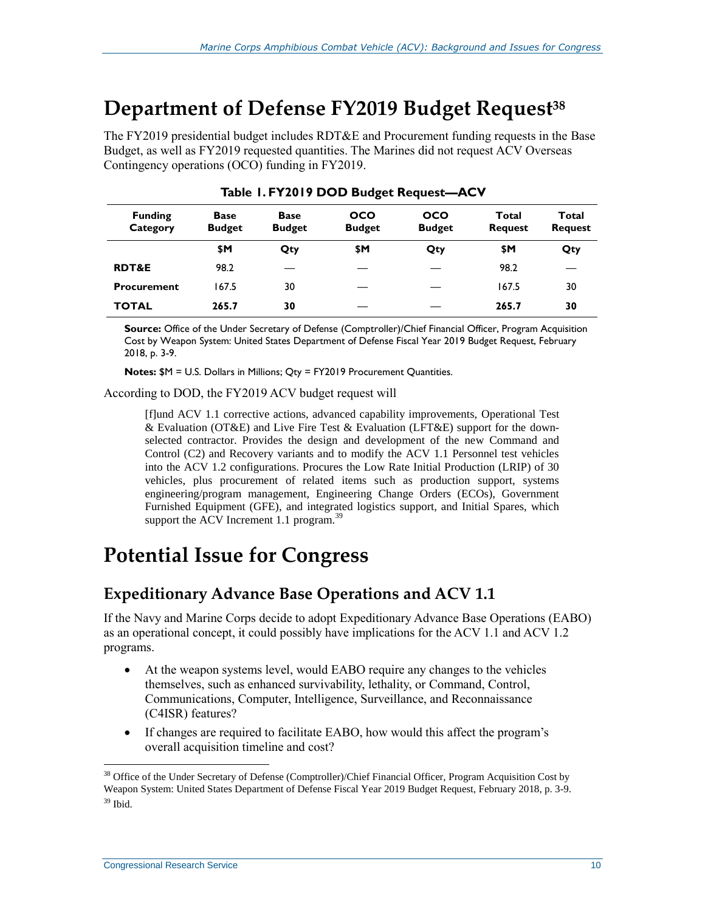# Department of Defense FY2019 Budget Request[38]

The FY2019 presidential budget includes RDT&E and Procurement funding requests in the Base Budget, as well as FY2019 requested quantities. The Marines did not request ACV Overseas Contingency operations (OCO) funding in FY2019.

**Table 1. FY2019 DOD Budget Request—ACV**

| Funding Category | Base Budget | Base Budget | OCO Budget | OCO Budget | Total Request | Total Request |
|---|---|---|---|---|---|---|
| | $M | Qty | $M | Qty | $M | Qty |
| **RDT&E** | 98.2 | — | — | — | 98.2 | — |
| **Procurement** | 167.5 | 30 | — | — | 167.5 | 30 |
| **TOTAL** | **265.7** | **30** | — | — | **265.7** | **30** |

**Source:** Office of the Under Secretary of Defense (Comptroller)/Chief Financial Officer, Program Acquisition Cost by Weapon System: United States Department of Defense Fiscal Year 2019 Budget Request, February 2018, p. 3-9.

**Notes:** $M = U.S. Dollars in Millions; Qty = FY2019 Procurement Quantities.

According to DOD, the FY2019 ACV budget request will

> [f]und ACV 1.1 corrective actions, advanced capability improvements, Operational Test & Evaluation (OT&E) and Live Fire Test & Evaluation (LFT&E) support for the down-selected contractor. Provides the design and development of the new Command and Control (C2) and Recovery variants and to modify the ACV 1.1 Personnel test vehicles into the ACV 1.2 configurations. Procures the Low Rate Initial Production (LRIP) of 30 vehicles, plus procurement of related items such as production support, systems engineering/program management, Engineering Change Orders (ECOs), Government Furnished Equipment (GFE), and integrated logistics support, and Initial Spares, which support the ACV Increment 1.1 program.[39]

# Potential Issue for Congress

## Expeditionary Advance Base Operations and ACV 1.1

If the Navy and Marine Corps decide to adopt Expeditionary Advance Base Operations (EABO) as an operational concept, it could possibly have implications for the ACV 1.1 and ACV 1.2 programs.

- At the weapon systems level, would EABO require any changes to the vehicles themselves, such as enhanced survivability, lethality, or Command, Control, Communications, Computer, Intelligence, Surveillance, and Reconnaissance (C4ISR) features?
- If changes are required to facilitate EABO, how would this affect the program's overall acquisition timeline and cost?

---

[38] Office of the Under Secretary of Defense (Comptroller)/Chief Financial Officer, Program Acquisition Cost by Weapon System: United States Department of Defense Fiscal Year 2019 Budget Request, February 2018, p. 3-9.

[39] Ibid.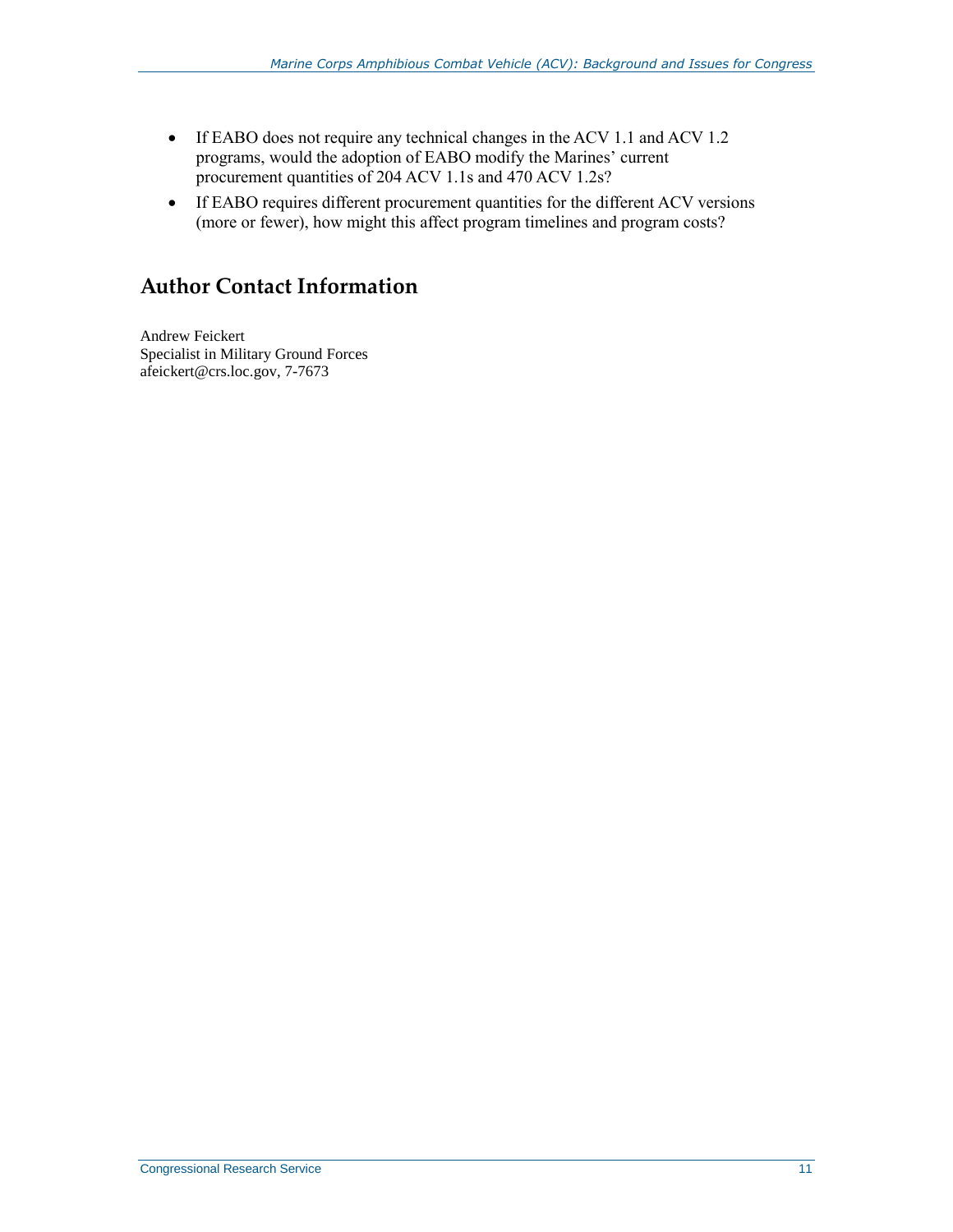- If EABO does not require any technical changes in the ACV 1.1 and ACV 1.2 programs, would the adoption of EABO modify the Marines' current procurement quantities of 204 ACV 1.1s and 470 ACV 1.2s?
- If EABO requires different procurement quantities for the different ACV versions (more or fewer), how might this affect program timelines and program costs?

## Author Contact Information

Andrew Feickert
Specialist in Military Ground Forces
afeickert@crs.loc.gov, 7-7673